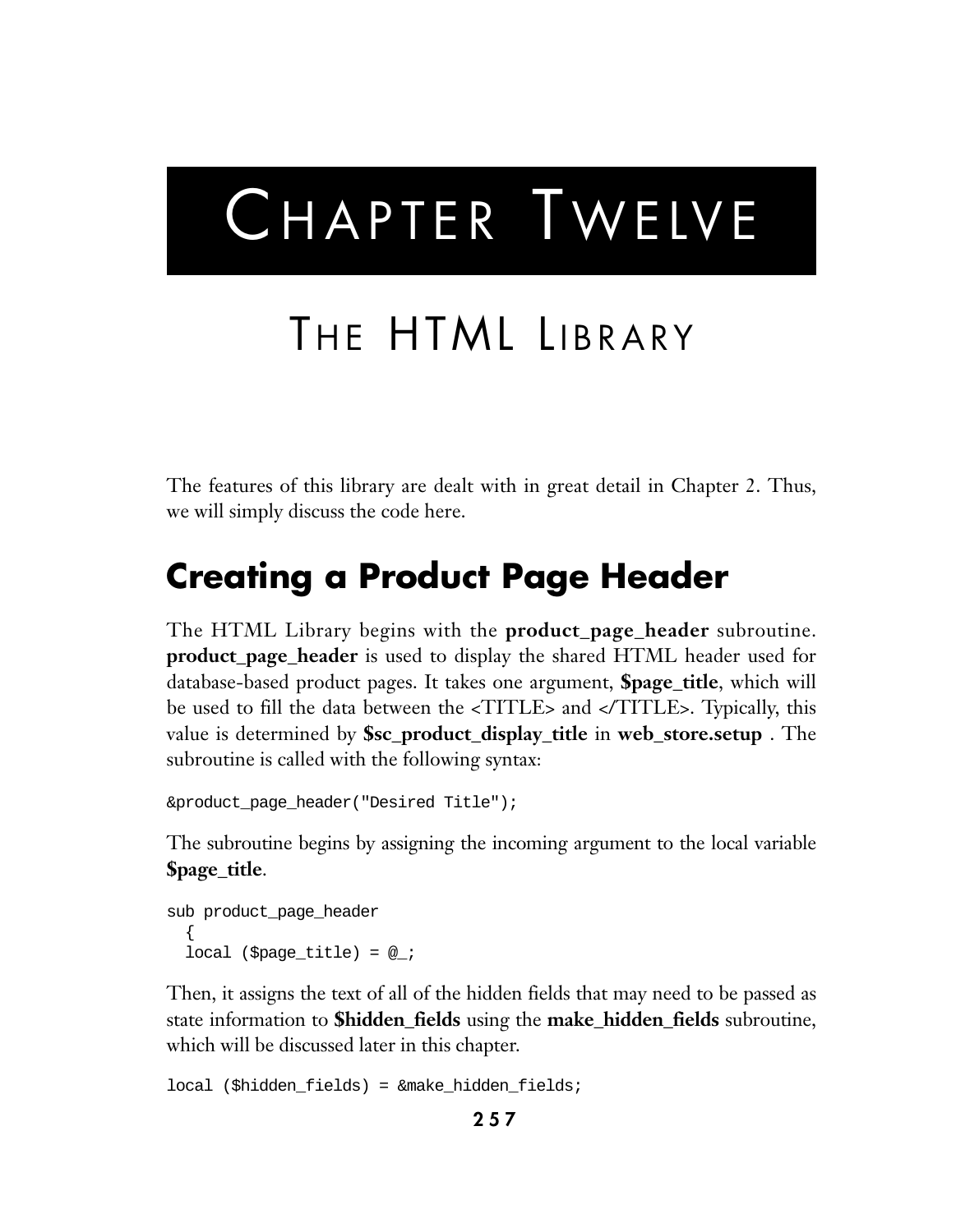# CHAPTER TWELVE

# THE HTML LIBRARY

The features of this library are dealt with in great detail in Chapter 2. Thus, we will simply discuss the code here.

## Creating a Product Page Header

The HTML Library begins with the **product_page_header** subroutine. **product_page_header** is used to display the shared HTML header used for database-based product pages. It takes one argument, **$page_title**, which will be used to fill the data between the <TITLE> and </TITLE>. Typically, this value is determined by **$sc_product_display_title** in **web_store.setup** . The subroutine is called with the following syntax:

```
&product_page_header("Desired Title");
```

The subroutine begins by assigning the incoming argument to the local variable **$page_title**.

```
sub product_page_header
  {
  local ($page_title) = @_;
```

Then, it assigns the text of all of the hidden fields that may need to be passed as state information to **$hidden_fields** using the **make_hidden_fields** subroutine, which will be discussed later in this chapter.

```
local ($hidden_fields) = &make_hidden_fields;
```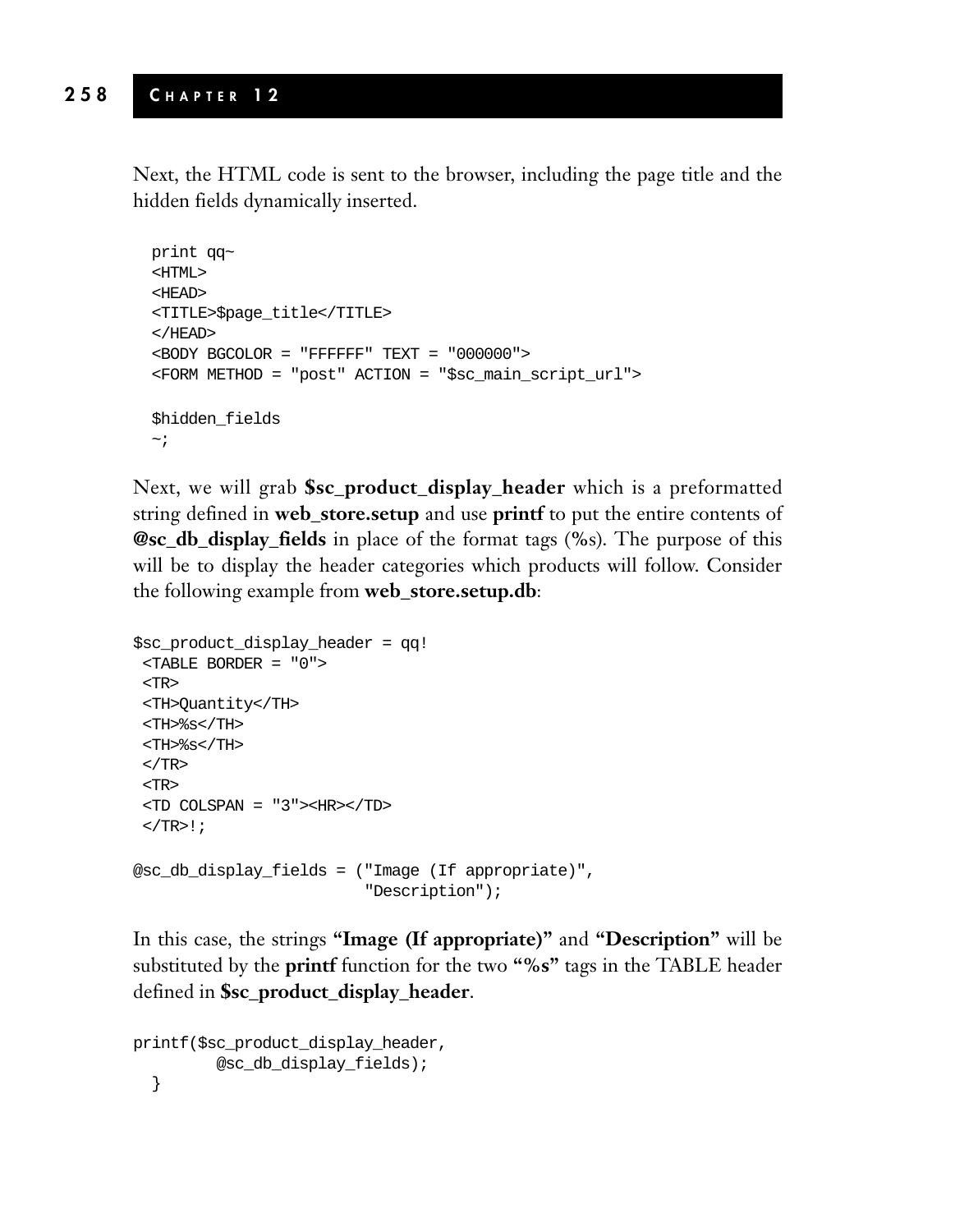Next, the HTML code is sent to the browser, including the page title and the hidden fields dynamically inserted.

```
  print qq~
  <HTML>
  <HEAD>
  <TITLE>$page_title</TITLE>
  </HEAD>
  <BODY BGCOLOR = "FFFFFF" TEXT = "000000">
  <FORM METHOD = "post" ACTION = "$sc_main_script_url">

  $hidden_fields
  ~;
```

Next, we will grab **$sc_product_display_header** which is a preformatted string defined in **web_store.setup** and use **printf** to put the entire contents of **@sc_db_display_fields** in place of the format tags (**%**s). The purpose of this will be to display the header categories which products will follow. Consider the following example from **web_store.setup.db**:

```
$sc_product_display_header = qq!
 <TABLE BORDER = "0">
 <TR>
 <TH>Quantity</TH>
 <TH>%s</TH>
 <TH>%s</TH>
 </TR>
 <TR>
 <TD COLSPAN = "3"><HR></TD>
 </TR>!;

@sc_db_display_fields = ("Image (If appropriate)",
                         "Description");
```

In this case, the strings **"Image (If appropriate)"** and **"Description"** will be substituted by the **printf** function for the two **"%s"** tags in the TABLE header defined in **$sc_product_display_header**.

```
printf($sc_product_display_header,
        @sc_db_display_fields);
  }
```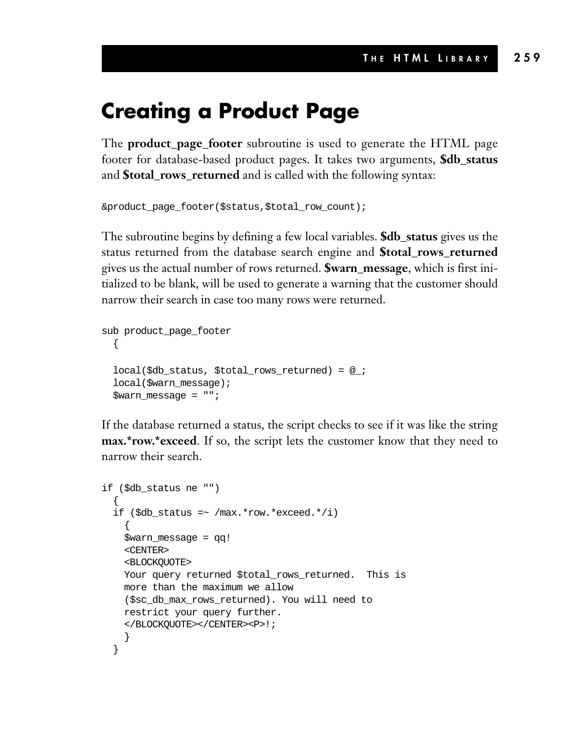# Creating a Product Page

The **product_page_footer** subroutine is used to generate the HTML page footer for database-based product pages. It takes two arguments, **$db_status** and **$total_rows_returned** and is called with the following syntax:

```
&product_page_footer($status,$total_row_count);
```

The subroutine begins by defining a few local variables. **$db_status** gives us the status returned from the database search engine and **$total_rows_returned** gives us the actual number of rows returned. **$warn_message**, which is first initialized to be blank, will be used to generate a warning that the customer should narrow their search in case too many rows were returned.

```
sub product_page_footer
  {

  local($db_status, $total_rows_returned) = @_;
  local($warn_message);
  $warn_message = "";
```

If the database returned a status, the script checks to see if it was like the string **max.*row.*exceed**. If so, the script lets the customer know that they need to narrow their search.

```
if ($db_status ne "")
  {
  if ($db_status =~ /max.*row.*exceed.*/i)
    {
    $warn_message = qq!
    <CENTER>
    <BLOCKQUOTE>
    Your query returned $total_rows_returned.  This is
    more than the maximum we allow
    ($sc_db_max_rows_returned). You will need to
    restrict your query further.
    </BLOCKQUOTE></CENTER><P>!;
    }
  }
```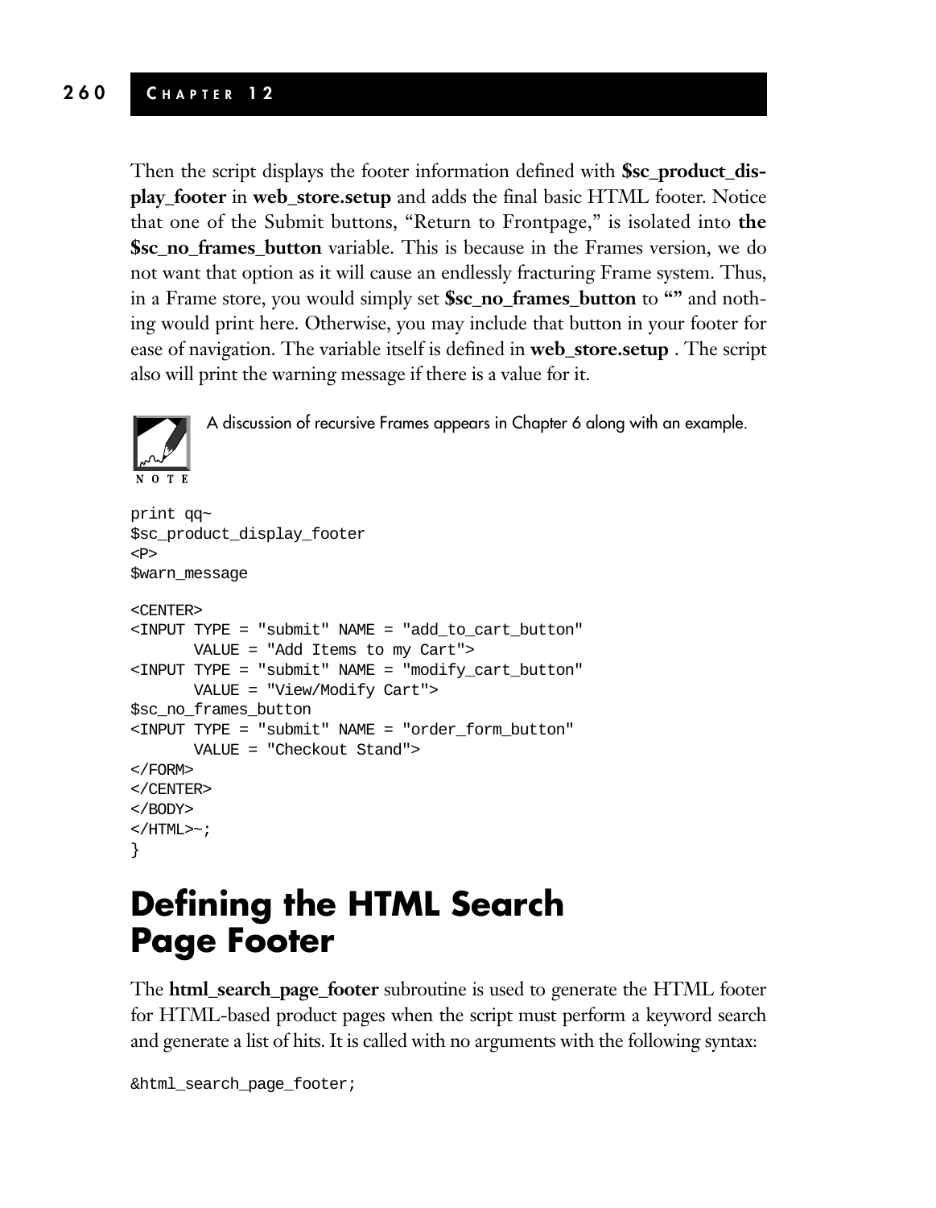Then the script displays the footer information defined with **$sc_product_display_footer** in **web_store.setup** and adds the final basic HTML footer. Notice that one of the Submit buttons, "Return to Frontpage," is isolated into **the $sc_no_frames_button** variable. This is because in the Frames version, we do not want that option as it will cause an endlessly fracturing Frame system. Thus, in a Frame store, you would simply set **$sc_no_frames_button** to **""** and nothing would print here. Otherwise, you may include that button in your footer for ease of navigation. The variable itself is defined in **web_store.setup** . The script also will print the warning message if there is a value for it.

> **NOTE:** A discussion of recursive Frames appears in Chapter 6 along with an example.

```
print qq~
$sc_product_display_footer
<P>
$warn_message

<CENTER>
<INPUT TYPE = "submit" NAME = "add_to_cart_button"
       VALUE = "Add Items to my Cart">
<INPUT TYPE = "submit" NAME = "modify_cart_button"
       VALUE = "View/Modify Cart">
$sc_no_frames_button
<INPUT TYPE = "submit" NAME = "order_form_button"
       VALUE = "Checkout Stand">
</FORM>
</CENTER>
</BODY>
</HTML>~;
}
```

## Defining the HTML Search Page Footer

The **html_search_page_footer** subroutine is used to generate the HTML footer for HTML-based product pages when the script must perform a keyword search and generate a list of hits. It is called with no arguments with the following syntax:

```
&html_search_page_footer;
```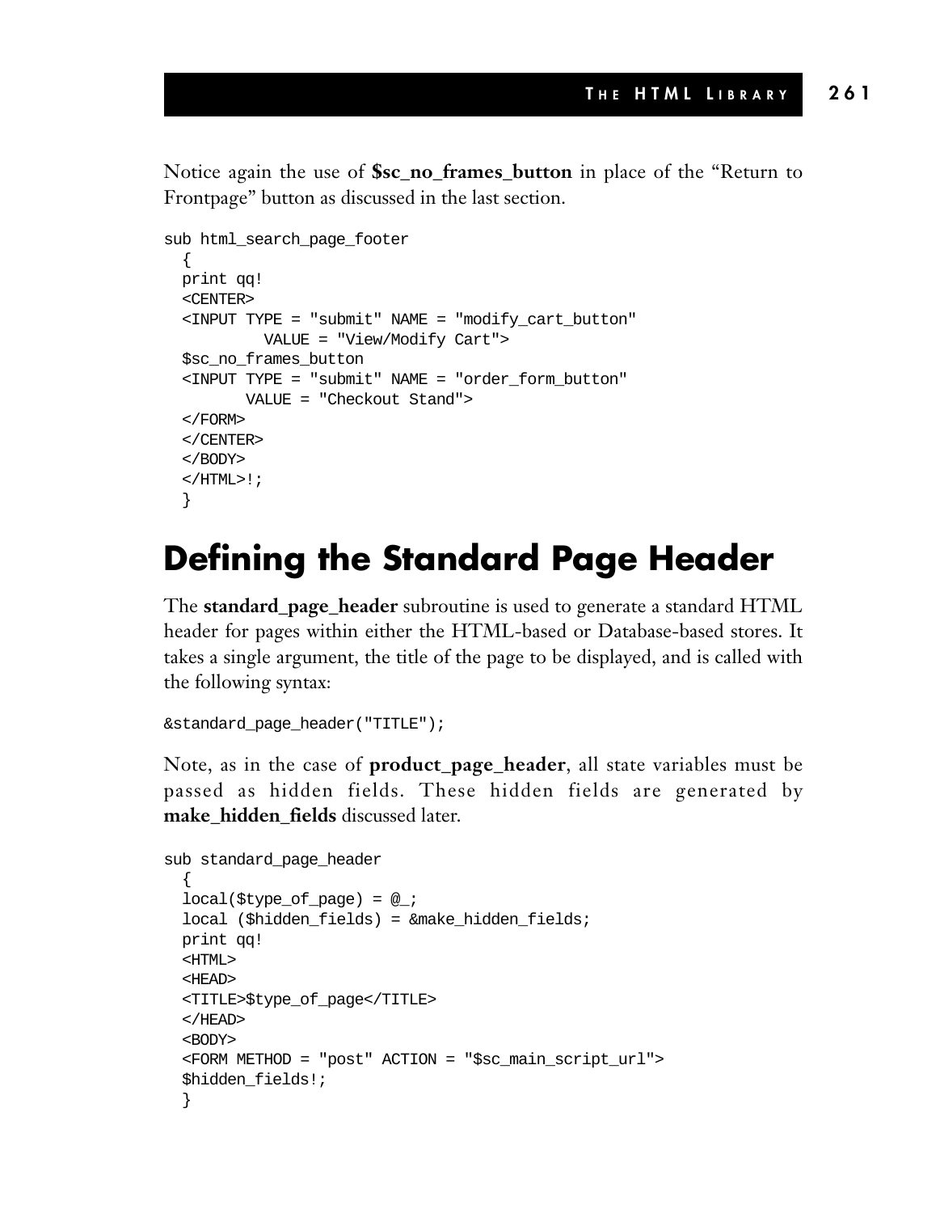Notice again the use of **$sc_no_frames_button** in place of the "Return to Frontpage" button as discussed in the last section.

```
sub html_search_page_footer
  {
  print qq!
  <CENTER>
  <INPUT TYPE = "submit" NAME = "modify_cart_button"
           VALUE = "View/Modify Cart">
  $sc_no_frames_button
  <INPUT TYPE = "submit" NAME = "order_form_button"
         VALUE = "Checkout Stand">
  </FORM>
  </CENTER>
  </BODY>
  </HTML>!;
  }
```

# Defining the Standard Page Header

The **standard_page_header** subroutine is used to generate a standard HTML header for pages within either the HTML-based or Database-based stores. It takes a single argument, the title of the page to be displayed, and is called with the following syntax:

```
&standard_page_header("TITLE");
```

Note, as in the case of **product_page_header**, all state variables must be passed as hidden fields. These hidden fields are generated by **make_hidden_fields** discussed later.

```
sub standard_page_header
  {
  local($type_of_page) = @_;
  local ($hidden_fields) = &make_hidden_fields;
  print qq!
  <HTML>
  <HEAD>
  <TITLE>$type_of_page</TITLE>
  </HEAD>
  <BODY>
  <FORM METHOD = "post" ACTION = "$sc_main_script_url">
  $hidden_fields!;
  }
```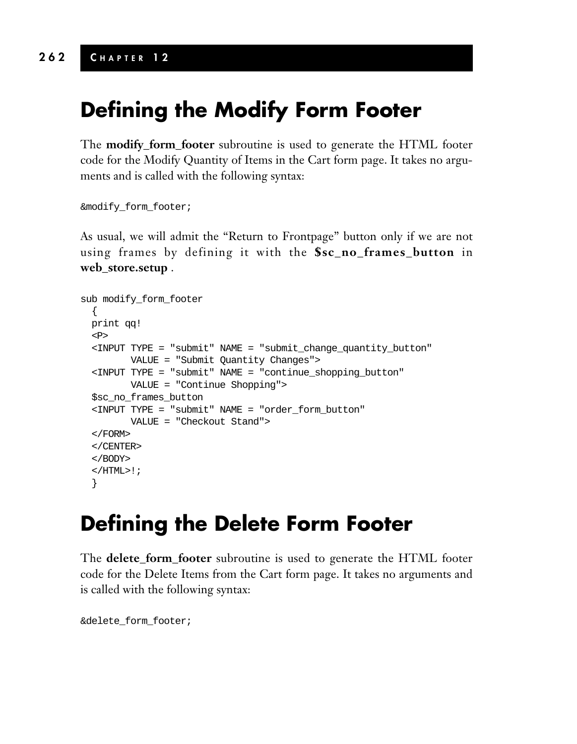## Defining the Modify Form Footer

The **modify_form_footer** subroutine is used to generate the HTML footer code for the Modify Quantity of Items in the Cart form page. It takes no arguments and is called with the following syntax:

```
&modify_form_footer;
```

As usual, we will admit the “Return to Frontpage” button only if we are not using frames by defining it with the **$sc_no_frames_button** in **web_store.setup** .

```
sub modify_form_footer
  {
  print qq!
  <P>
  <INPUT TYPE = "submit" NAME = "submit_change_quantity_button"
         VALUE = "Submit Quantity Changes">
  <INPUT TYPE = "submit" NAME = "continue_shopping_button"
         VALUE = "Continue Shopping">
  $sc_no_frames_button
  <INPUT TYPE = "submit" NAME = "order_form_button"
         VALUE = "Checkout Stand">
  </FORM>
  </CENTER>
  </BODY>
  </HTML>!;
  }
```

## Defining the Delete Form Footer

The **delete_form_footer** subroutine is used to generate the HTML footer code for the Delete Items from the Cart form page. It takes no arguments and is called with the following syntax:

```
&delete_form_footer;
```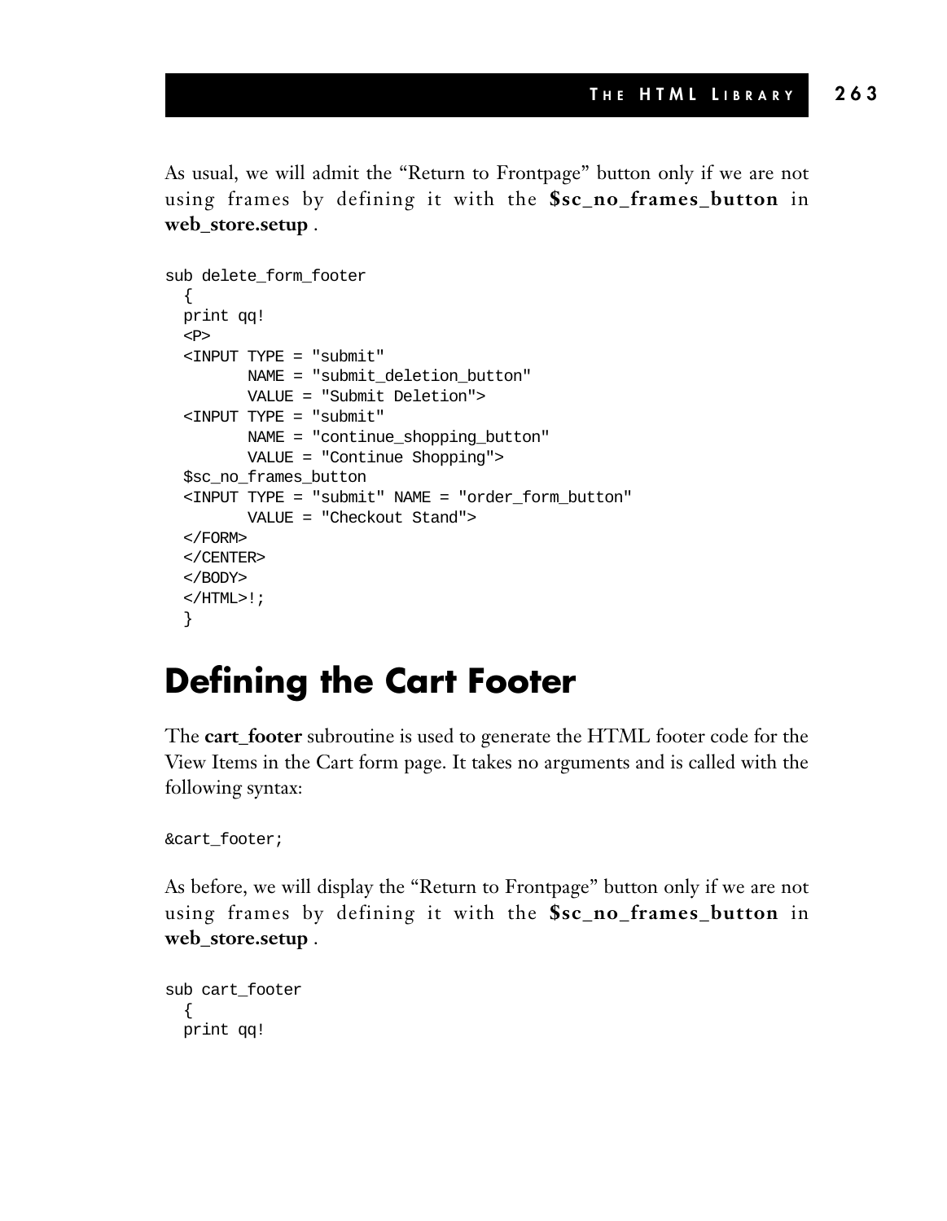As usual, we will admit the "Return to Frontpage" button only if we are not using frames by defining it with the **$sc_no_frames_button** in **web_store.setup** .

```
sub delete_form_footer
  {
  print qq!
  <P>
  <INPUT TYPE = "submit"
         NAME = "submit_deletion_button"
         VALUE = "Submit Deletion">
  <INPUT TYPE = "submit"
         NAME = "continue_shopping_button"
         VALUE = "Continue Shopping">
  $sc_no_frames_button
  <INPUT TYPE = "submit" NAME = "order_form_button"
         VALUE = "Checkout Stand">
  </FORM>
  </CENTER>
  </BODY>
  </HTML>!;
  }
```

## Defining the Cart Footer

The **cart_footer** subroutine is used to generate the HTML footer code for the View Items in the Cart form page. It takes no arguments and is called with the following syntax:

```
&cart_footer;
```

As before, we will display the "Return to Frontpage" button only if we are not using frames by defining it with the **$sc_no_frames_button** in **web_store.setup** .

```
sub cart_footer
  {
  print qq!
```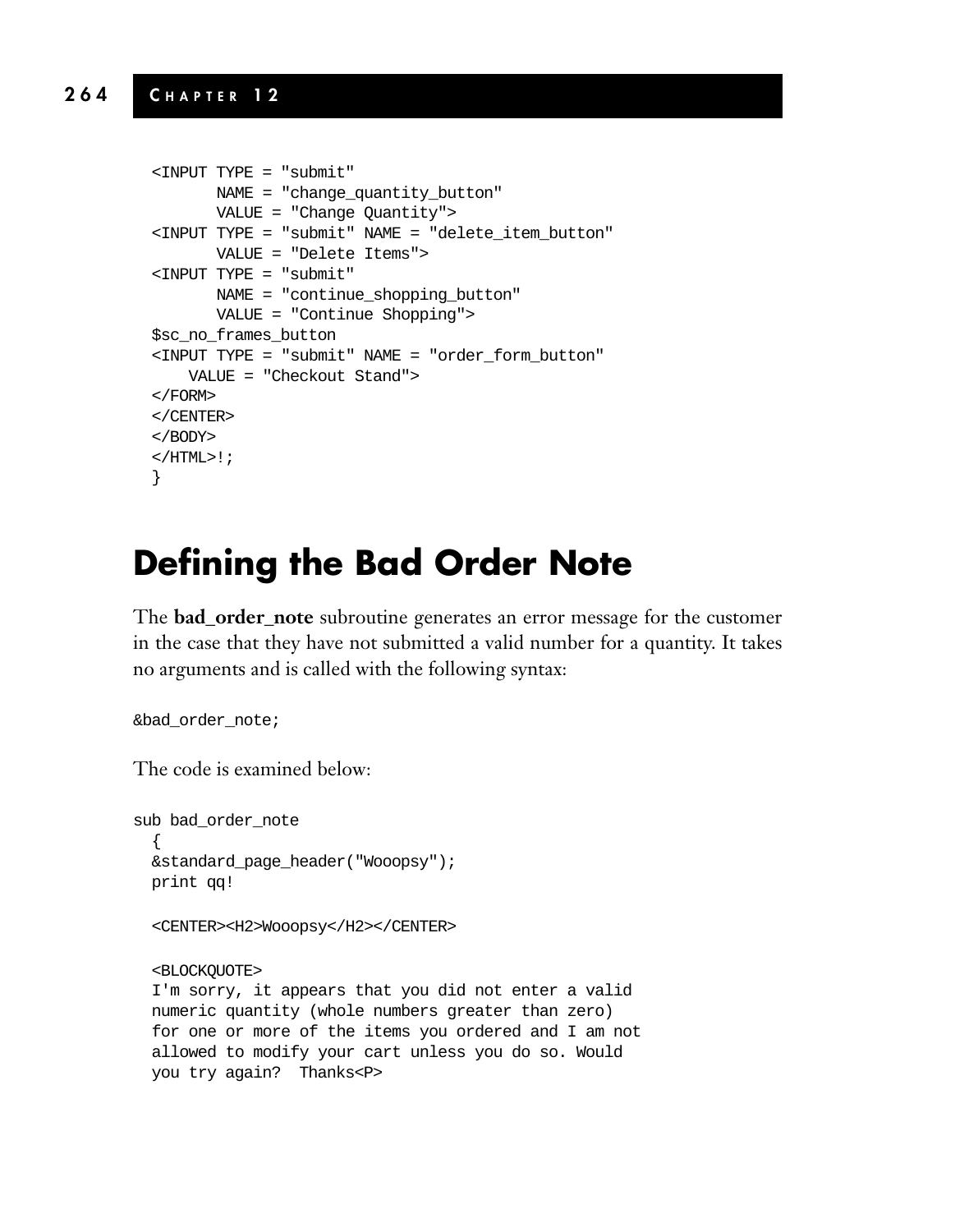```
<INPUT TYPE = "submit"
       NAME = "change_quantity_button"
       VALUE = "Change Quantity">
<INPUT TYPE = "submit" NAME = "delete_item_button"
       VALUE = "Delete Items">
<INPUT TYPE = "submit"
       NAME = "continue_shopping_button"
       VALUE = "Continue Shopping">
$sc_no_frames_button
<INPUT TYPE = "submit" NAME = "order_form_button"
    VALUE = "Checkout Stand">
</FORM>
</CENTER>
</BODY>
</HTML>!;
}
```

## Defining the Bad Order Note

The **bad_order_note** subroutine generates an error message for the customer in the case that they have not submitted a valid number for a quantity. It takes no arguments and is called with the following syntax:

```
&bad_order_note;
```

The code is examined below:

```
sub bad_order_note
  {
  &standard_page_header("Wooopsy");
  print qq!

  <CENTER><H2>Wooopsy</H2></CENTER>

  <BLOCKQUOTE>
  I'm sorry, it appears that you did not enter a valid
  numeric quantity (whole numbers greater than zero)
  for one or more of the items you ordered and I am not
  allowed to modify your cart unless you do so. Would
  you try again?  Thanks<P>
```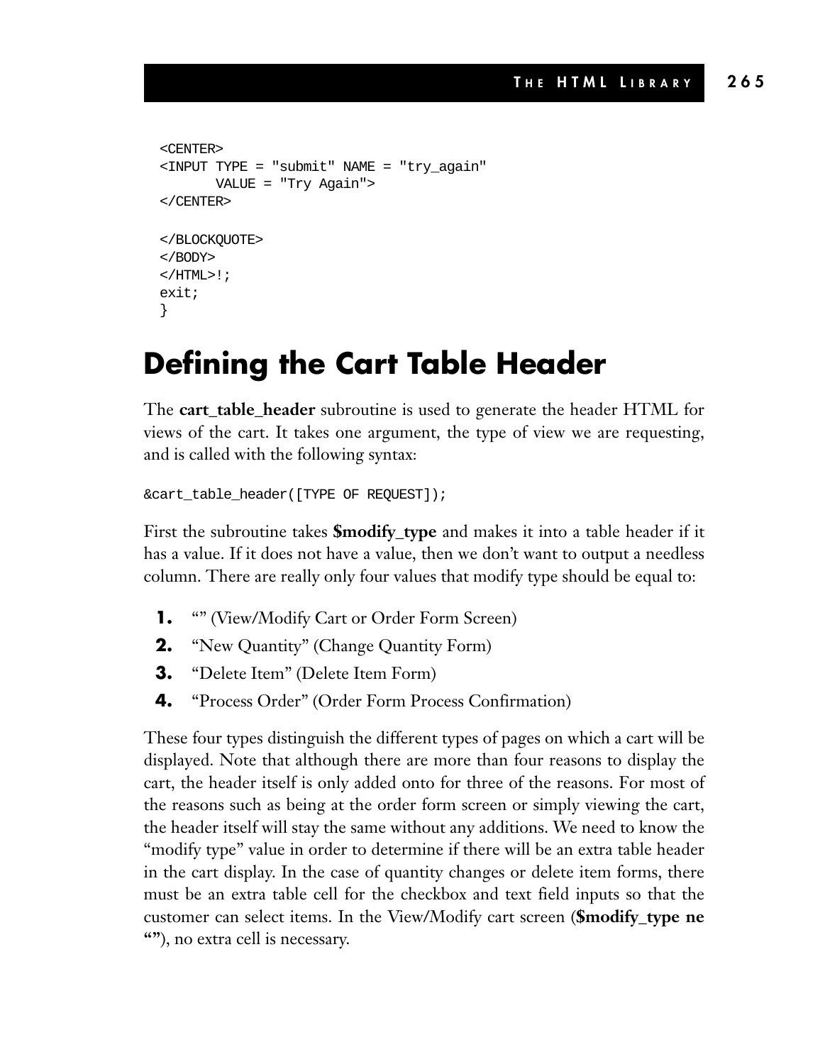```
<CENTER>
<INPUT TYPE = "submit" NAME = "try_again"
       VALUE = "Try Again">
</CENTER>

</BLOCKQUOTE>
</BODY>
</HTML>!;
exit;
}
```

# Defining the Cart Table Header

The **cart_table_header** subroutine is used to generate the header HTML for views of the cart. It takes one argument, the type of view we are requesting, and is called with the following syntax:

```
&cart_table_header([TYPE OF REQUEST]);
```

First the subroutine takes **$modify_type** and makes it into a table header if it has a value. If it does not have a value, then we don't want to output a needless column. There are really only four values that modify type should be equal to:

1. "" (View/Modify Cart or Order Form Screen)
2. "New Quantity" (Change Quantity Form)
3. "Delete Item" (Delete Item Form)
4. "Process Order" (Order Form Process Confirmation)

These four types distinguish the different types of pages on which a cart will be displayed. Note that although there are more than four reasons to display the cart, the header itself is only added onto for three of the reasons. For most of the reasons such as being at the order form screen or simply viewing the cart, the header itself will stay the same without any additions. We need to know the "modify type" value in order to determine if there will be an extra table header in the cart display. In the case of quantity changes or delete item forms, there must be an extra table cell for the checkbox and text field inputs so that the customer can select items. In the View/Modify cart screen (**$modify_type ne ""**), no extra cell is necessary.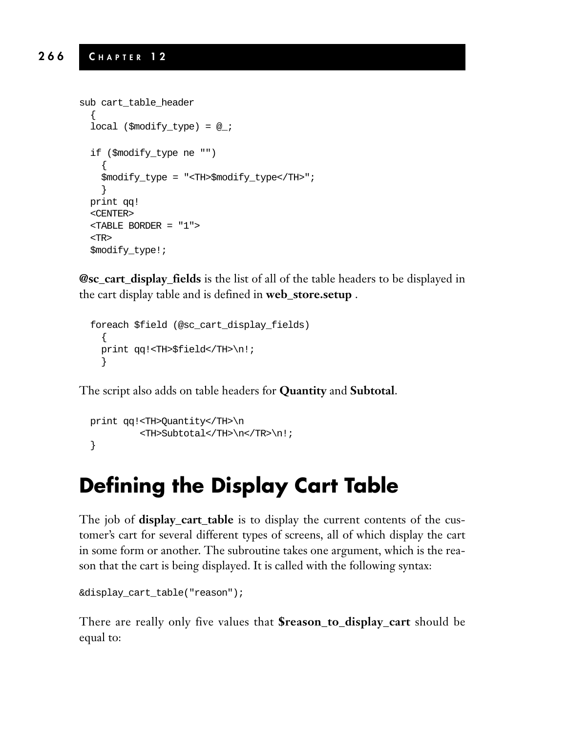```
sub cart_table_header
  {
  local ($modify_type) = @_;

  if ($modify_type ne "")
    {
    $modify_type = "<TH>$modify_type</TH>";
    }
  print qq!
  <CENTER>
  <TABLE BORDER = "1">
  <TR>
  $modify_type!;
```

**@sc_cart_display_fields** is the list of all of the table headers to be displayed in the cart display table and is defined in **web_store.setup** .

```
  foreach $field (@sc_cart_display_fields)
    {
    print qq!<TH>$field</TH>\n!;
    }
```

The script also adds on table headers for **Quantity** and **Subtotal**.

```
  print qq!<TH>Quantity</TH>\n
           <TH>Subtotal</TH>\n</TR>\n!;
  }
```

# Defining the Display Cart Table

The job of **display_cart_table** is to display the current contents of the customer's cart for several different types of screens, all of which display the cart in some form or another. The subroutine takes one argument, which is the reason that the cart is being displayed. It is called with the following syntax:

```
&display_cart_table("reason");
```

There are really only five values that **$reason_to_display_cart** should be equal to: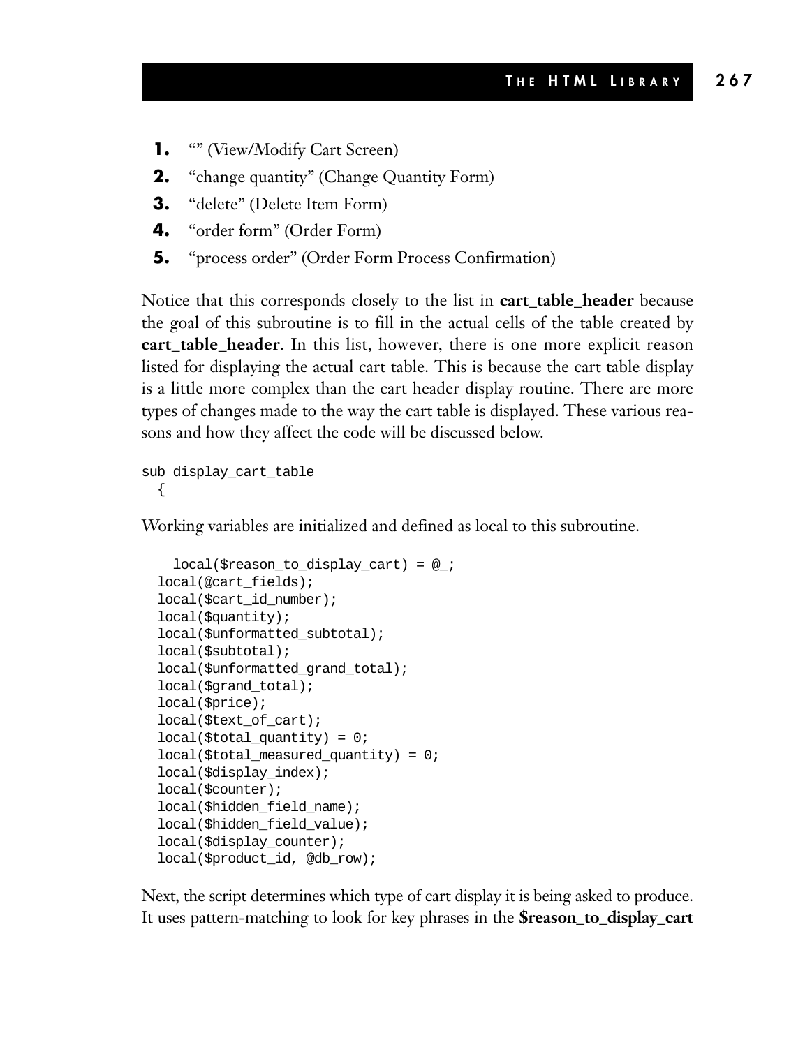1. "" (View/Modify Cart Screen)
2. "change quantity" (Change Quantity Form)
3. "delete" (Delete Item Form)
4. "order form" (Order Form)
5. "process order" (Order Form Process Confirmation)

Notice that this corresponds closely to the list in **cart_table_header** because the goal of this subroutine is to fill in the actual cells of the table created by **cart_table_header**. In this list, however, there is one more explicit reason listed for displaying the actual cart table. This is because the cart table display is a little more complex than the cart header display routine. There are more types of changes made to the way the cart table is displayed. These various reasons and how they affect the code will be discussed below.

```
sub display_cart_table
  {
```

Working variables are initialized and defined as local to this subroutine.

```
    local($reason_to_display_cart) = @_;
  local(@cart_fields);
  local($cart_id_number);
  local($quantity);
  local($unformatted_subtotal);
  local($subtotal);
  local($unformatted_grand_total);
  local($grand_total);
  local($price);
  local($text_of_cart);
  local($total_quantity) = 0;
  local($total_measured_quantity) = 0;
  local($display_index);
  local($counter);
  local($hidden_field_name);
  local($hidden_field_value);
  local($display_counter);
  local($product_id, @db_row);
```

Next, the script determines which type of cart display it is being asked to produce. It uses pattern-matching to look for key phrases in the **$reason_to_display_cart**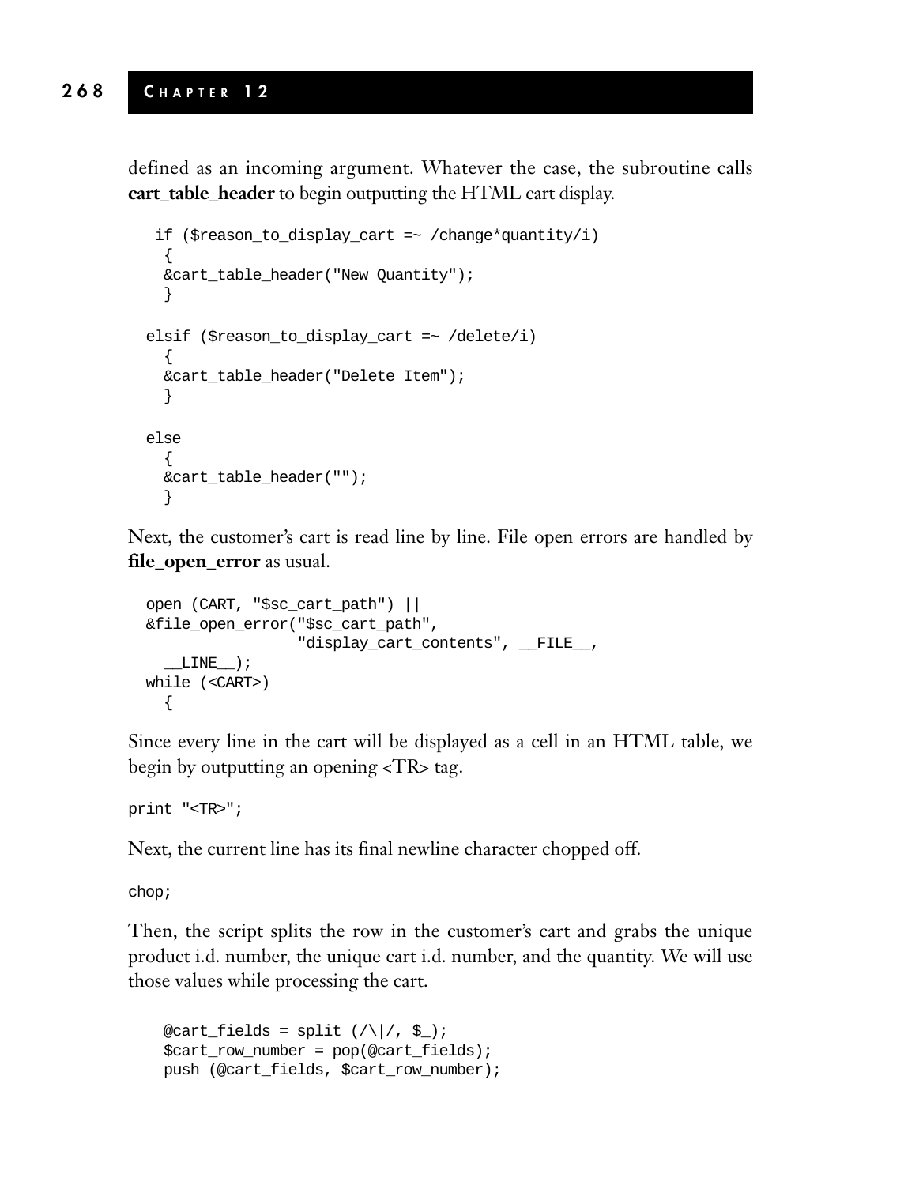defined as an incoming argument. Whatever the case, the subroutine calls **cart_table_header** to begin outputting the HTML cart display.

```
 if ($reason_to_display_cart =~ /change*quantity/i)
  {
  &cart_table_header("New Quantity");
  }

elsif ($reason_to_display_cart =~ /delete/i)
  {
  &cart_table_header("Delete Item");
  }

else
  {
  &cart_table_header("");
  }
```

Next, the customer's cart is read line by line. File open errors are handled by **file_open_error** as usual.

```
open (CART, "$sc_cart_path") ||
&file_open_error("$sc_cart_path",
                 "display_cart_contents", __FILE__,
  __LINE__);
while (<CART>)
  {
```

Since every line in the cart will be displayed as a cell in an HTML table, we begin by outputting an opening <TR> tag.

```
print "<TR>";
```

Next, the current line has its final newline character chopped off.

```
chop;
```

Then, the script splits the row in the customer's cart and grabs the unique product i.d. number, the unique cart i.d. number, and the quantity. We will use those values while processing the cart.

```
  @cart_fields = split (/\|/, $_);
  $cart_row_number = pop(@cart_fields);
  push (@cart_fields, $cart_row_number);
```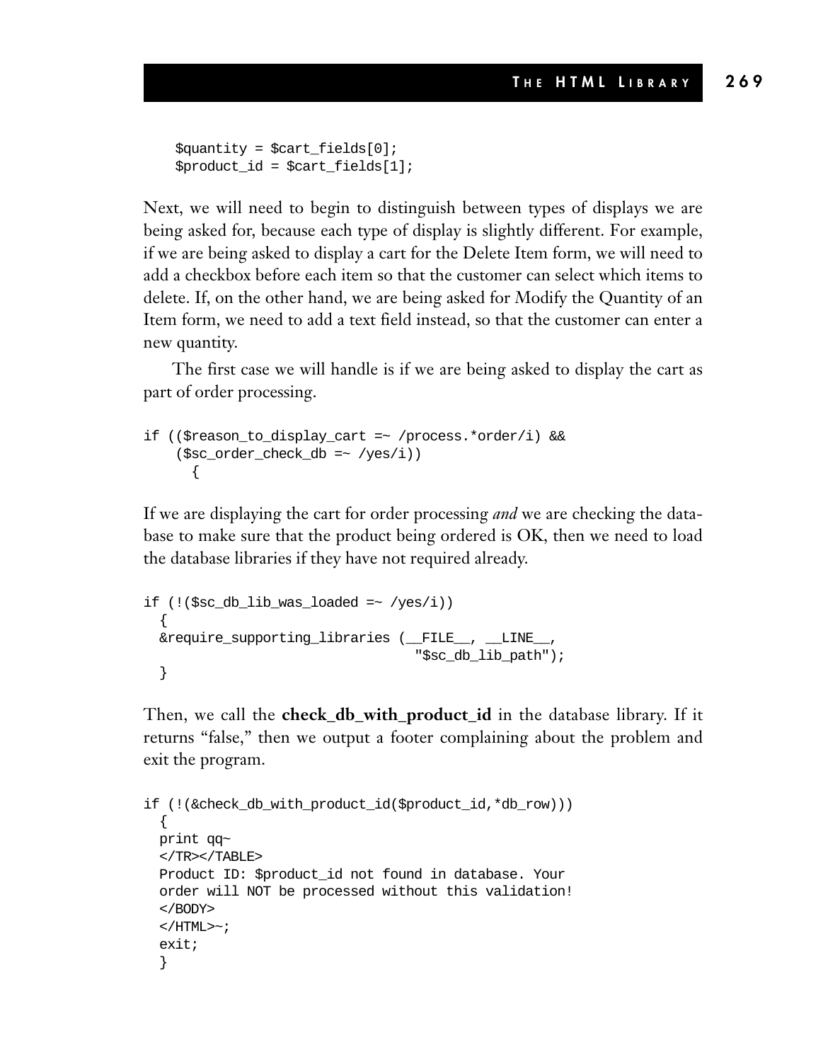```
$quantity = $cart_fields[0];
$product_id = $cart_fields[1];
```

Next, we will need to begin to distinguish between types of displays we are being asked for, because each type of display is slightly different. For example, if we are being asked to display a cart for the Delete Item form, we will need to add a checkbox before each item so that the customer can select which items to delete. If, on the other hand, we are being asked for Modify the Quantity of an Item form, we need to add a text field instead, so that the customer can enter a new quantity.

The first case we will handle is if we are being asked to display the cart as part of order processing.

```
if (($reason_to_display_cart =~ /process.*order/i) &&
    ($sc_order_check_db =~ /yes/i))
      {
```

If we are displaying the cart for order processing *and* we are checking the database to make sure that the product being ordered is OK, then we need to load the database libraries if they have not required already.

```
if (!($sc_db_lib_was_loaded =~ /yes/i))
  {
  &require_supporting_libraries (__FILE__, __LINE__,
                                 "$sc_db_lib_path");
  }
```

Then, we call the **check_db_with_product_id** in the database library. If it returns "false," then we output a footer complaining about the problem and exit the program.

```
if (!(&check_db_with_product_id($product_id,*db_row)))
  {
  print qq~
  </TR></TABLE>
  Product ID: $product_id not found in database. Your
  order will NOT be processed without this validation!
  </BODY>
  </HTML>~;
  exit;
  }
```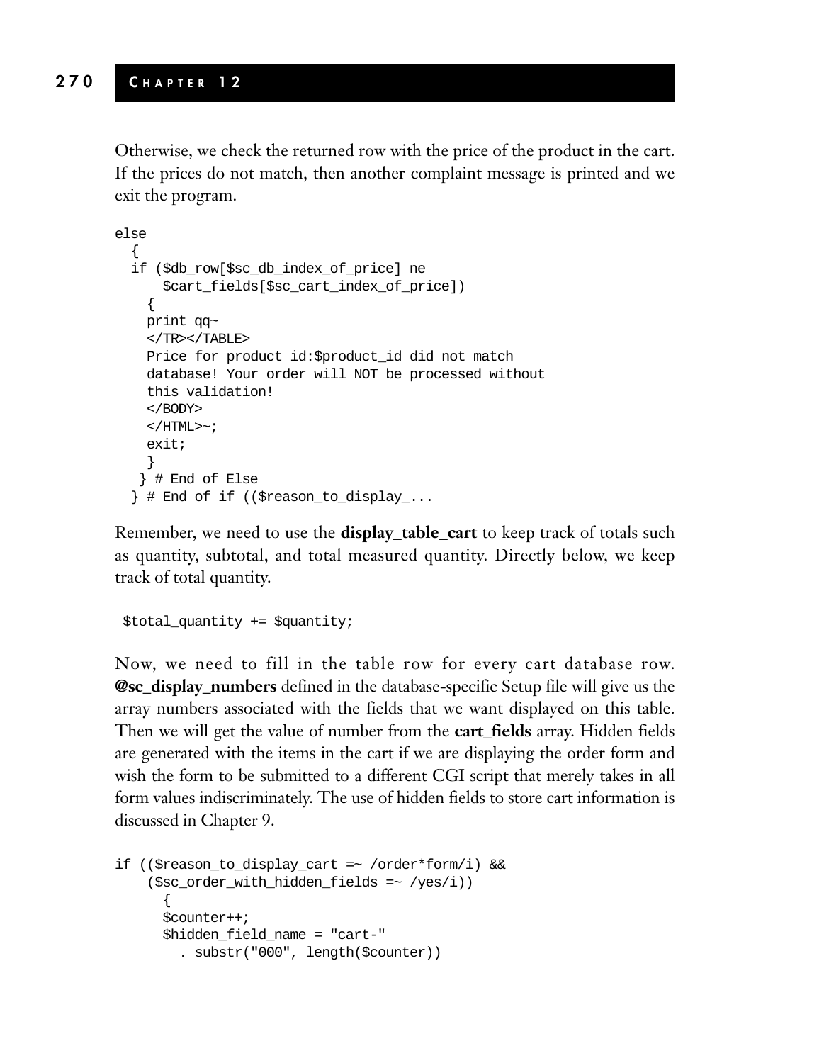Otherwise, we check the returned row with the price of the product in the cart. If the prices do not match, then another complaint message is printed and we exit the program.

```
else
  {
  if ($db_row[$sc_db_index_of_price] ne
      $cart_fields[$sc_cart_index_of_price])
    {
    print qq~
    </TR></TABLE>
    Price for product id:$product_id did not match
    database! Your order will NOT be processed without
    this validation!
    </BODY>
    </HTML>~;
    exit;
    }
   } # End of Else
  } # End of if (($reason_to_display_...
```

Remember, we need to use the **display_table_cart** to keep track of totals such as quantity, subtotal, and total measured quantity. Directly below, we keep track of total quantity.

```
 $total_quantity += $quantity;
```

Now, we need to fill in the table row for every cart database row. **@sc_display_numbers** defined in the database-specific Setup file will give us the array numbers associated with the fields that we want displayed on this table. Then we will get the value of number from the **cart_fields** array. Hidden fields are generated with the items in the cart if we are displaying the order form and wish the form to be submitted to a different CGI script that merely takes in all form values indiscriminately. The use of hidden fields to store cart information is discussed in Chapter 9.

```
if (($reason_to_display_cart =~ /order*form/i) &&
    ($sc_order_with_hidden_fields =~ /yes/i))
      {
      $counter++;
      $hidden_field_name = "cart-"
        . substr("000", length($counter))
```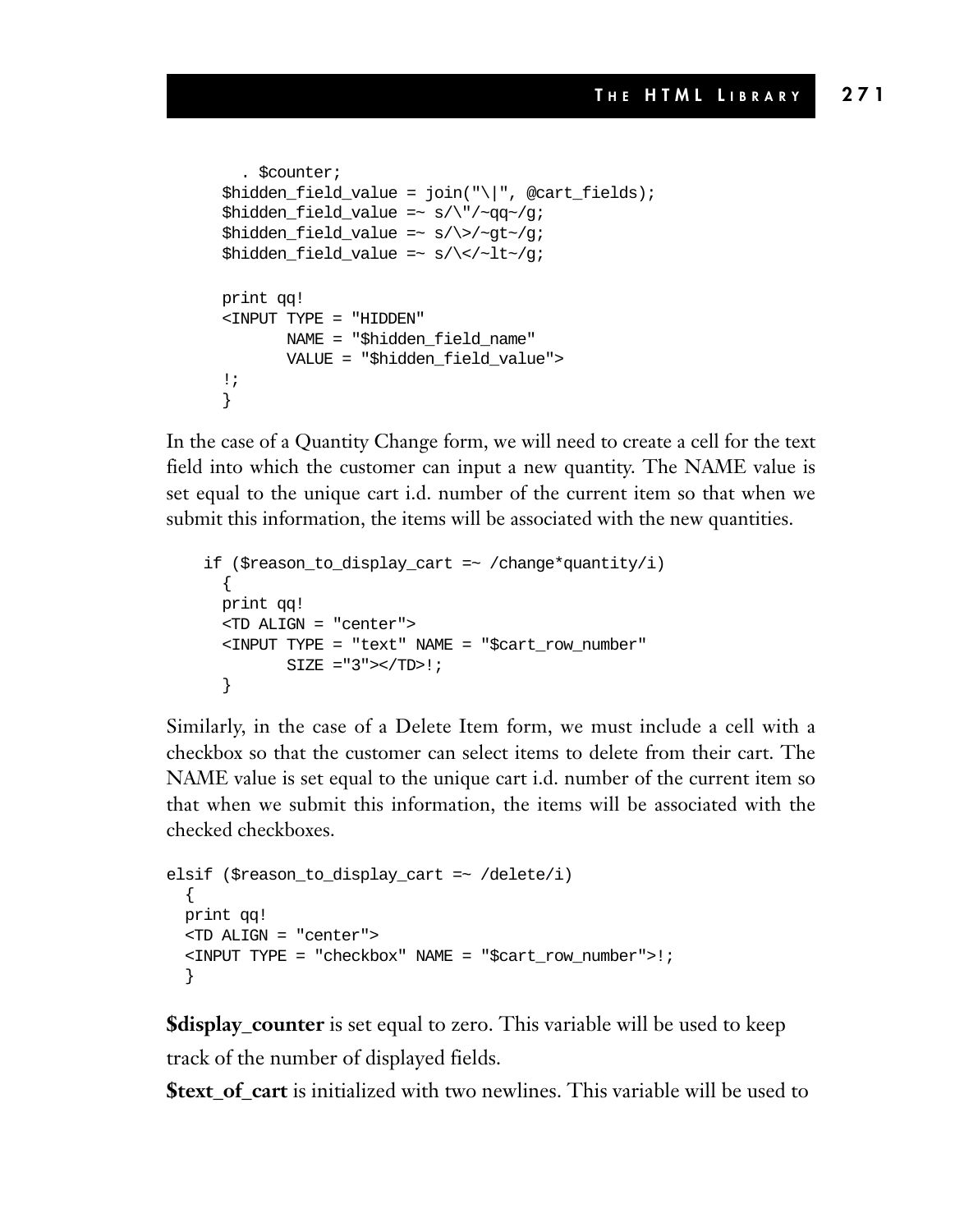```
    . $counter;
  $hidden_field_value = join("\|", @cart_fields);
  $hidden_field_value =~ s/\"/~qq~/g;
  $hidden_field_value =~ s/\>/~gt~/g;
  $hidden_field_value =~ s/\</~lt~/g;

  print qq!
  <INPUT TYPE = "HIDDEN"
         NAME = "$hidden_field_name"
         VALUE = "$hidden_field_value">
  !;
  }
```

In the case of a Quantity Change form, we will need to create a cell for the text field into which the customer can input a new quantity. The NAME value is set equal to the unique cart i.d. number of the current item so that when we submit this information, the items will be associated with the new quantities.

```
 if ($reason_to_display_cart =~ /change*quantity/i)
   {
   print qq!
   <TD ALIGN = "center">
   <INPUT TYPE = "text" NAME = "$cart_row_number"
          SIZE ="3"></TD>!;
   }
```

Similarly, in the case of a Delete Item form, we must include a cell with a checkbox so that the customer can select items to delete from their cart. The NAME value is set equal to the unique cart i.d. number of the current item so that when we submit this information, the items will be associated with the checked checkboxes.

```
elsif ($reason_to_display_cart =~ /delete/i)
  {
  print qq!
  <TD ALIGN = "center">
  <INPUT TYPE = "checkbox" NAME = "$cart_row_number">!;
  }
```

**$display_counter** is set equal to zero. This variable will be used to keep track of the number of displayed fields.

**$text_of_cart** is initialized with two newlines. This variable will be used to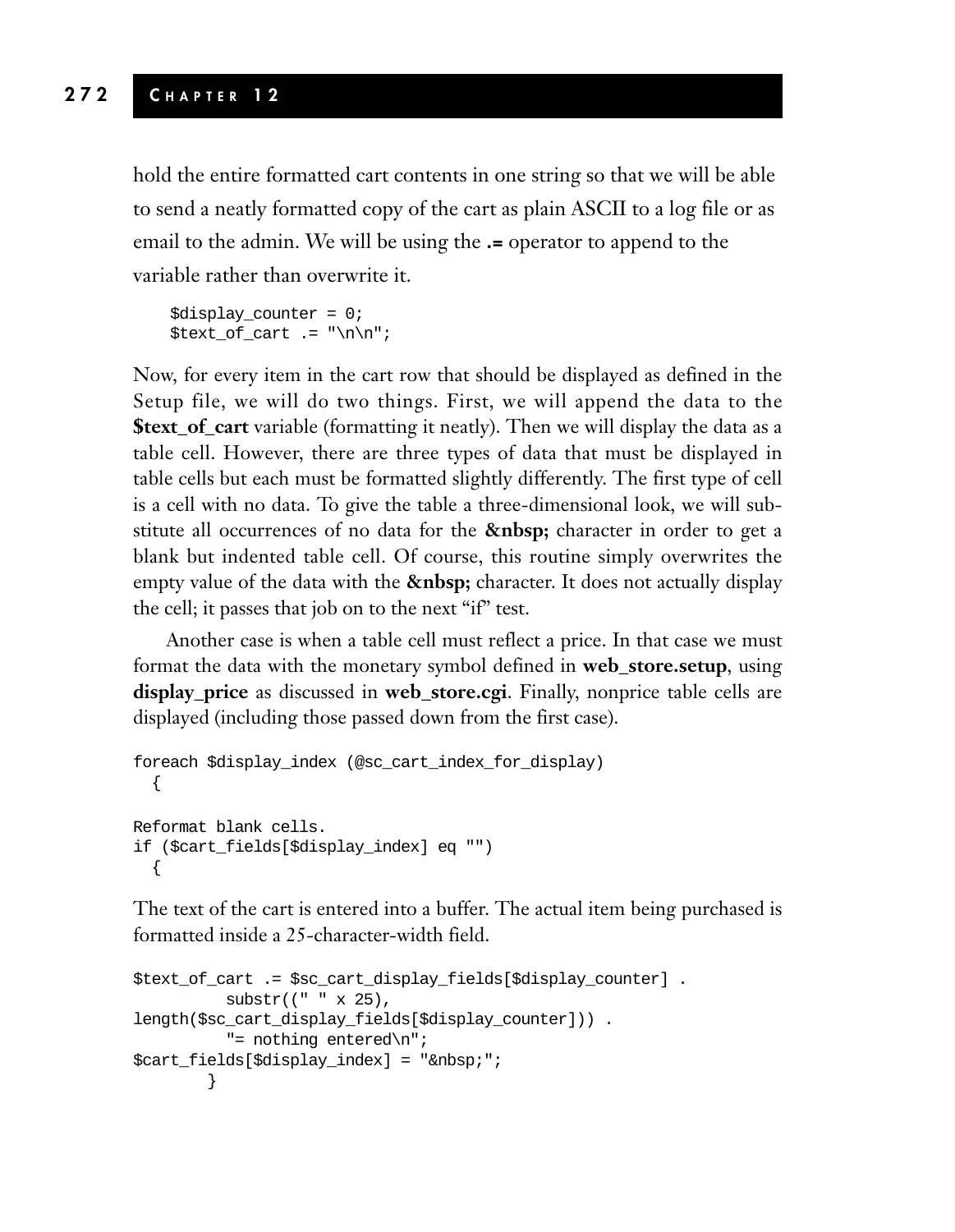hold the entire formatted cart contents in one string so that we will be able to send a neatly formatted copy of the cart as plain ASCII to a log file or as email to the admin. We will be using the **.=** operator to append to the variable rather than overwrite it.

```
$display_counter = 0;
$text_of_cart .= "\n\n";
```

Now, for every item in the cart row that should be displayed as defined in the Setup file, we will do two things. First, we will append the data to the **$text_of_cart** variable (formatting it neatly). Then we will display the data as a table cell. However, there are three types of data that must be displayed in table cells but each must be formatted slightly differently. The first type of cell is a cell with no data. To give the table a three-dimensional look, we will substitute all occurrences of no data for the **&nbsp;** character in order to get a blank but indented table cell. Of course, this routine simply overwrites the empty value of the data with the **&nbsp;** character. It does not actually display the cell; it passes that job on to the next "if" test.

Another case is when a table cell must reflect a price. In that case we must format the data with the monetary symbol defined in **web_store.setup**, using **display_price** as discussed in **web_store.cgi**. Finally, nonprice table cells are displayed (including those passed down from the first case).

```
foreach $display_index (@sc_cart_index_for_display)
  {

Reformat blank cells.
if ($cart_fields[$display_index] eq "")
  {
```

The text of the cart is entered into a buffer. The actual item being purchased is formatted inside a 25-character-width field.

```
$text_of_cart .= $sc_cart_display_fields[$display_counter] .
          substr((" " x 25),
length($sc_cart_display_fields[$display_counter])) .
          "= nothing entered\n";
$cart_fields[$display_index] = "&nbsp;";
        }
```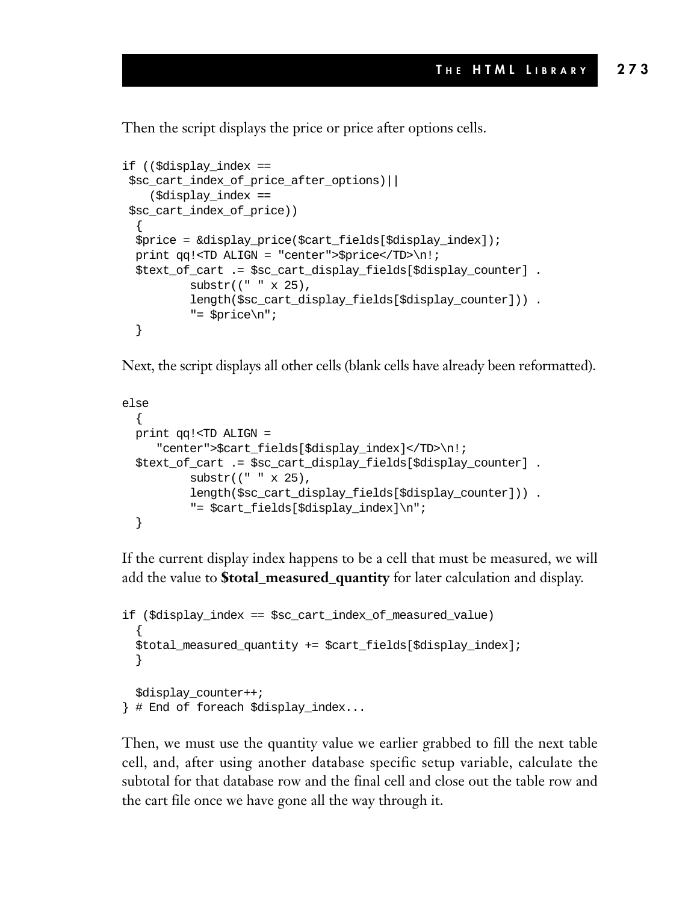Then the script displays the price or price after options cells.

```
if (($display_index ==
 $sc_cart_index_of_price_after_options)||
    ($display_index ==
 $sc_cart_index_of_price))
  {
  $price = &display_price($cart_fields[$display_index]);
  print qq!<TD ALIGN = "center">$price</TD>\n!;
  $text_of_cart .= $sc_cart_display_fields[$display_counter] .
          substr((" " x 25),
          length($sc_cart_display_fields[$display_counter])) .
          "= $price\n";
  }
```

Next, the script displays all other cells (blank cells have already been reformatted).

```
else
  {
  print qq!<TD ALIGN =
     "center">$cart_fields[$display_index]</TD>\n!;
  $text_of_cart .= $sc_cart_display_fields[$display_counter] .
          substr((" " x 25),
          length($sc_cart_display_fields[$display_counter])) .
          "= $cart_fields[$display_index]\n";
  }
```

If the current display index happens to be a cell that must be measured, we will add the value to **$total_measured_quantity** for later calculation and display.

```
if ($display_index == $sc_cart_index_of_measured_value)
  {
  $total_measured_quantity += $cart_fields[$display_index];
  }

  $display_counter++;
} # End of foreach $display_index...
```

Then, we must use the quantity value we earlier grabbed to fill the next table cell, and, after using another database specific setup variable, calculate the subtotal for that database row and the final cell and close out the table row and the cart file once we have gone all the way through it.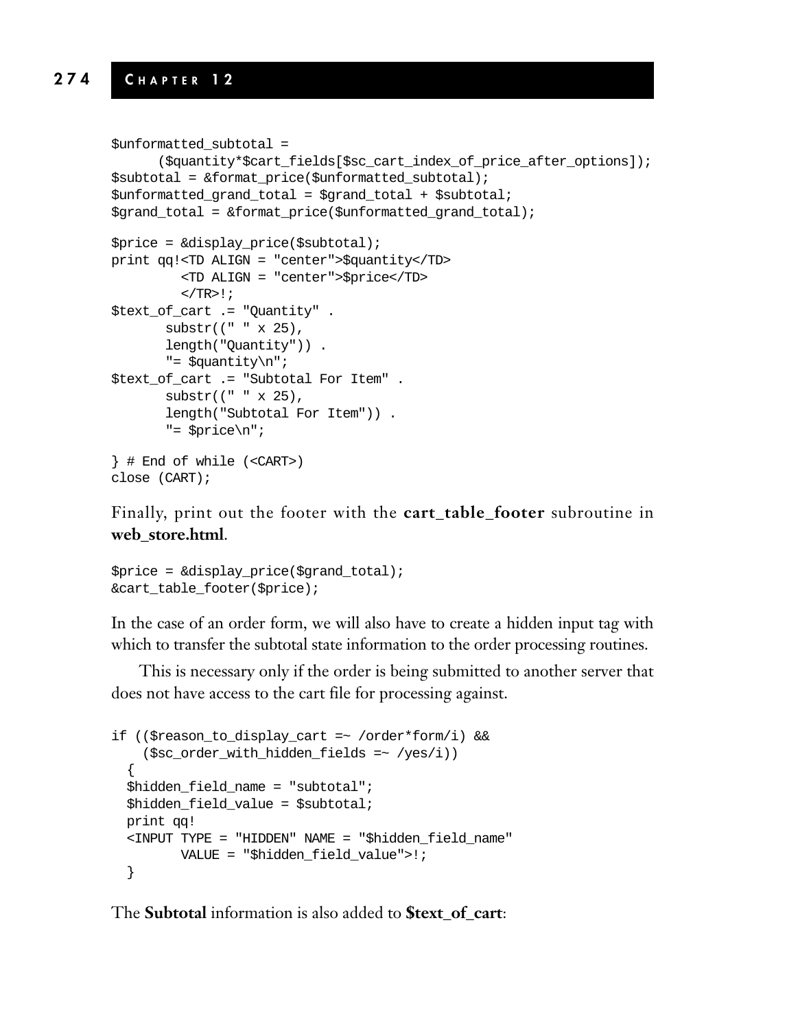```
$unformatted_subtotal =
      ($quantity*$cart_fields[$sc_cart_index_of_price_after_options]);
$subtotal = &format_price($unformatted_subtotal);
$unformatted_grand_total = $grand_total + $subtotal;
$grand_total = &format_price($unformatted_grand_total);

$price = &display_price($subtotal);
print qq!<TD ALIGN = "center">$quantity</TD>
         <TD ALIGN = "center">$price</TD>
         </TR>!;
$text_of_cart .= "Quantity" .
       substr((" " x 25),
       length("Quantity")) .
       "= $quantity\n";
$text_of_cart .= "Subtotal For Item" .
       substr((" " x 25),
       length("Subtotal For Item")) .
       "= $price\n";

} # End of while (<CART>)
close (CART);
```

Finally, print out the footer with the **cart_table_footer** subroutine in **web_store.html**.

```
$price = &display_price($grand_total);
&cart_table_footer($price);
```

In the case of an order form, we will also have to create a hidden input tag with which to transfer the subtotal state information to the order processing routines.

This is necessary only if the order is being submitted to another server that does not have access to the cart file for processing against.

```
if (($reason_to_display_cart =~ /order*form/i) &&
    ($sc_order_with_hidden_fields =~ /yes/i))
  {
  $hidden_field_name = "subtotal";
  $hidden_field_value = $subtotal;
  print qq!
  <INPUT TYPE = "HIDDEN" NAME = "$hidden_field_name"
         VALUE = "$hidden_field_value">!;
  }
```

The **Subtotal** information is also added to **$text_of_cart**: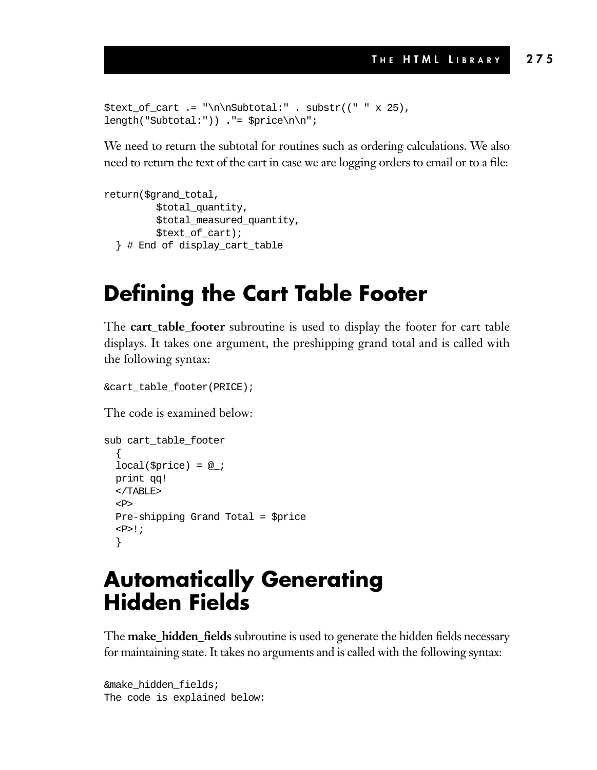```
$text_of_cart .= "\n\nSubtotal:" . substr((" " x 25),
length("Subtotal:")) ."= $price\n\n";
```

We need to return the subtotal for routines such as ordering calculations. We also need to return the text of the cart in case we are logging orders to email or to a file:

```
return($grand_total,
        $total_quantity,
        $total_measured_quantity,
        $text_of_cart);
  } # End of display_cart_table
```

# Defining the Cart Table Footer

The **cart_table_footer** subroutine is used to display the footer for cart table displays. It takes one argument, the preshipping grand total and is called with the following syntax:

```
&cart_table_footer(PRICE);
```

The code is examined below:

```
sub cart_table_footer
  {
  local($price) = @_;
  print qq!
  </TABLE>
  <P>
  Pre-shipping Grand Total = $price
  <P>!;
  }
```

# Automatically Generating Hidden Fields

The **make_hidden_fields** subroutine is used to generate the hidden fields necessary for maintaining state. It takes no arguments and is called with the following syntax:

```
&make_hidden_fields;
The code is explained below:
```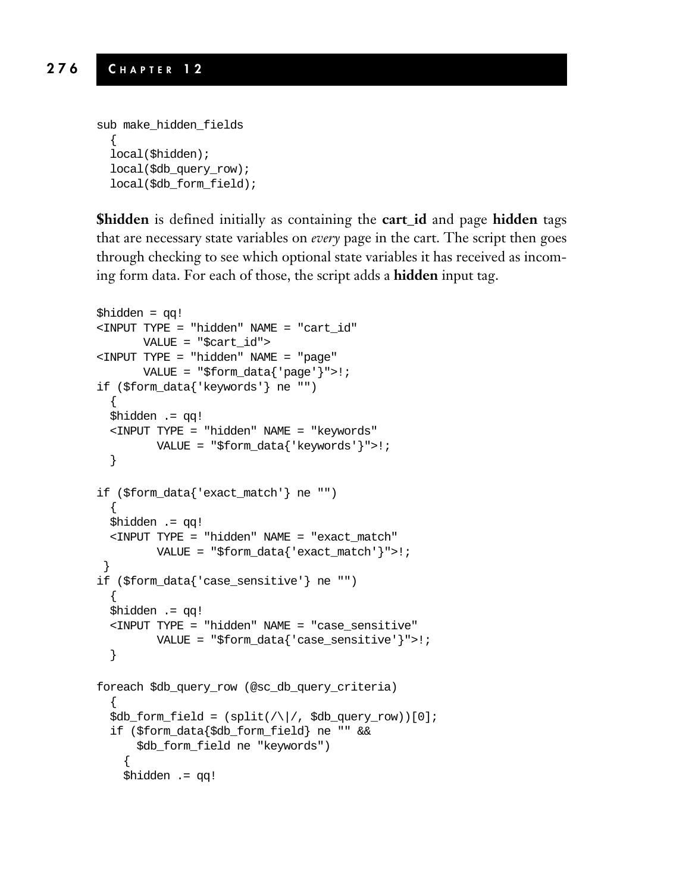```
sub make_hidden_fields
  {
  local($hidden);
  local($db_query_row);
  local($db_form_field);
```

**$hidden** is defined initially as containing the **cart_id** and page **hidden** tags that are necessary state variables on *every* page in the cart. The script then goes through checking to see which optional state variables it has received as incoming form data. For each of those, the script adds a **hidden** input tag.

```
$hidden = qq!
<INPUT TYPE = "hidden" NAME = "cart_id"
       VALUE = "$cart_id">
<INPUT TYPE = "hidden" NAME = "page"
       VALUE = "$form_data{'page'}">!;
if ($form_data{'keywords'} ne "")
  {
  $hidden .= qq!
  <INPUT TYPE = "hidden" NAME = "keywords"
         VALUE = "$form_data{'keywords'}">!;
  }

if ($form_data{'exact_match'} ne "")
  {
  $hidden .= qq!
  <INPUT TYPE = "hidden" NAME = "exact_match"
         VALUE = "$form_data{'exact_match'}">!;
 }
if ($form_data{'case_sensitive'} ne "")
  {
  $hidden .= qq!
  <INPUT TYPE = "hidden" NAME = "case_sensitive"
         VALUE = "$form_data{'case_sensitive'}">!;
  }

foreach $db_query_row (@sc_db_query_criteria)
  {
  $db_form_field = (split(/\|/, $db_query_row))[0];
  if ($form_data{$db_form_field} ne "" &&
      $db_form_field ne "keywords")
    {
    $hidden .= qq!
```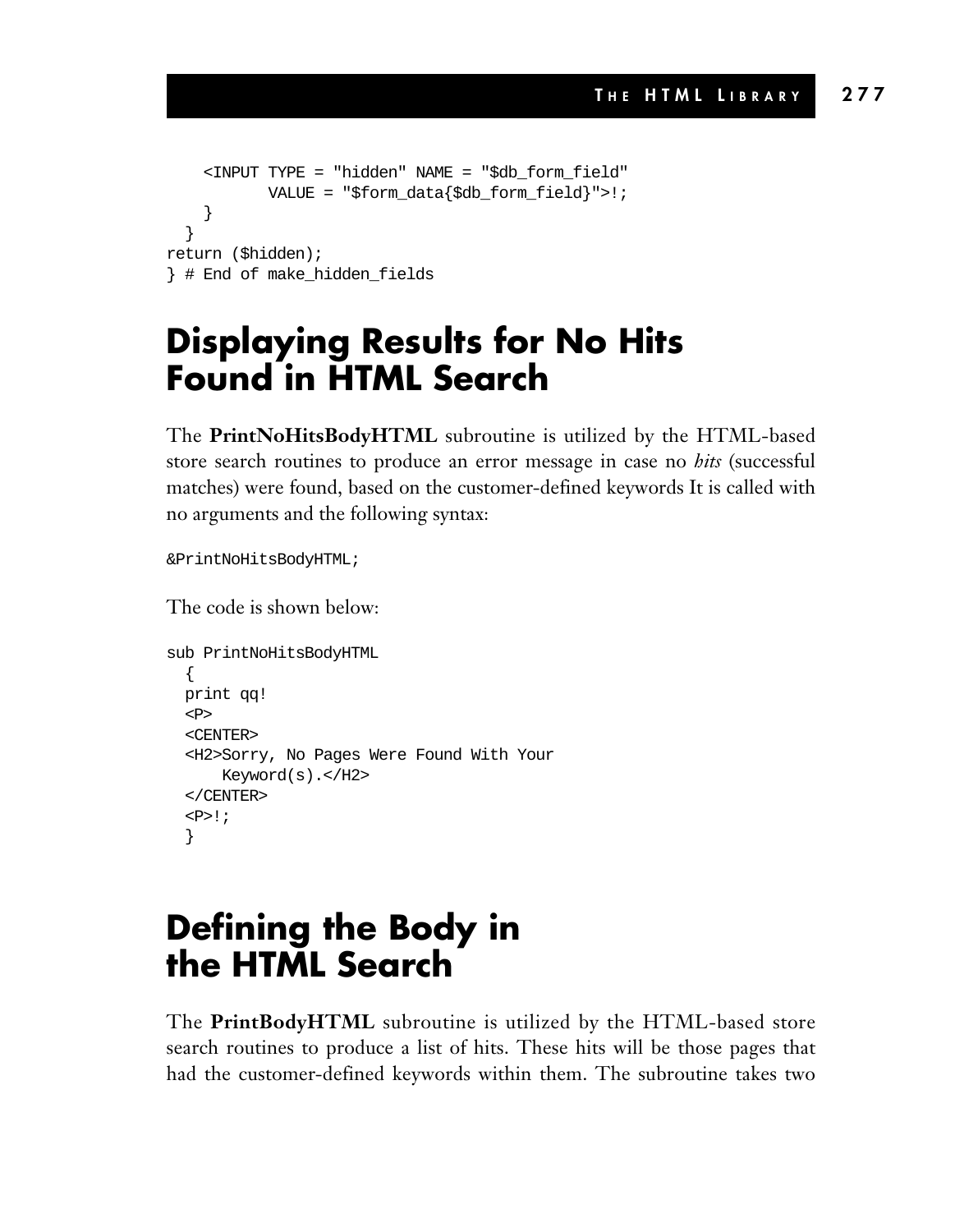```
    <INPUT TYPE = "hidden" NAME = "$db_form_field"
           VALUE = "$form_data{$db_form_field}">!;
    }
  }
return ($hidden);
} # End of make_hidden_fields
```

## Displaying Results for No Hits Found in HTML Search

The **PrintNoHitsBodyHTML** subroutine is utilized by the HTML-based store search routines to produce an error message in case no *hits* (successful matches) were found, based on the customer-defined keywords It is called with no arguments and the following syntax:

```
&PrintNoHitsBodyHTML;
```

The code is shown below:

```
sub PrintNoHitsBodyHTML
  {
  print qq!
  <P>
  <CENTER>
  <H2>Sorry, No Pages Were Found With Your
      Keyword(s).</H2>
  </CENTER>
  <P>!;
  }
```

## Defining the Body in the HTML Search

The **PrintBodyHTML** subroutine is utilized by the HTML-based store search routines to produce a list of hits. These hits will be those pages that had the customer-defined keywords within them. The subroutine takes two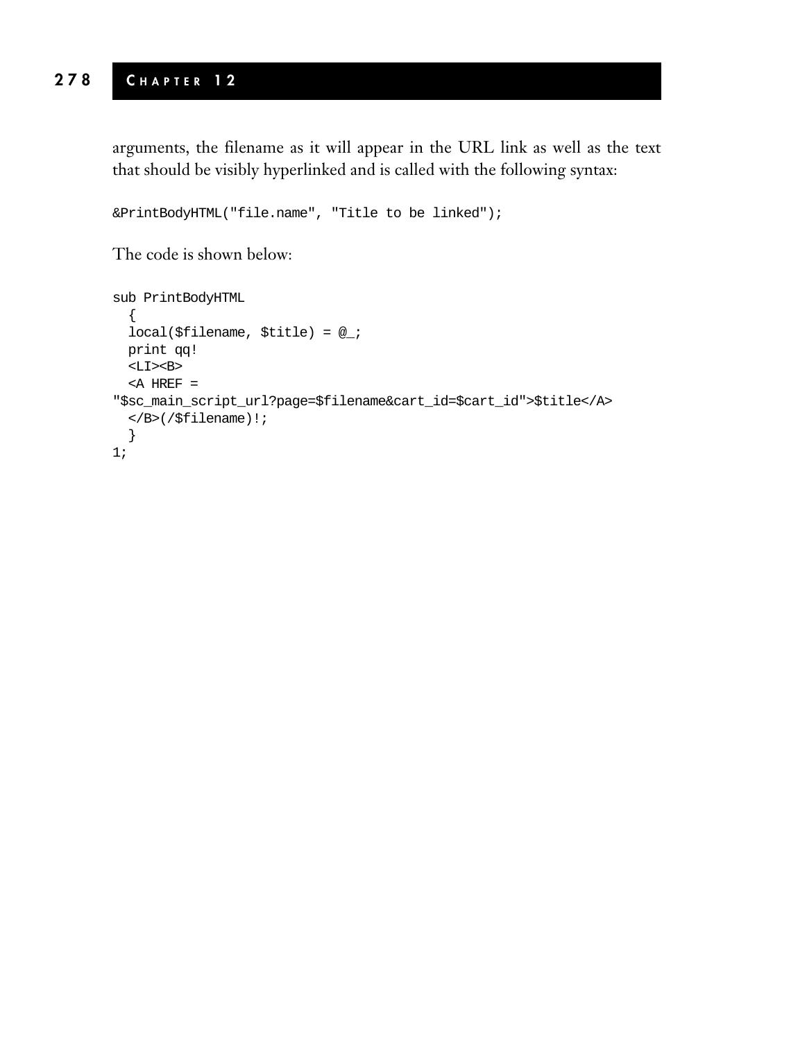arguments, the filename as it will appear in the URL link as well as the text that should be visibly hyperlinked and is called with the following syntax:

```
&PrintBodyHTML("file.name", "Title to be linked");
```

The code is shown below:

```
sub PrintBodyHTML
  {
  local($filename, $title) = @_;
  print qq!
  <LI><B>
  <A HREF =
"$sc_main_script_url?page=$filename&cart_id=$cart_id">$title</A>
  </B>(/$filename)!;
  }
1;
```